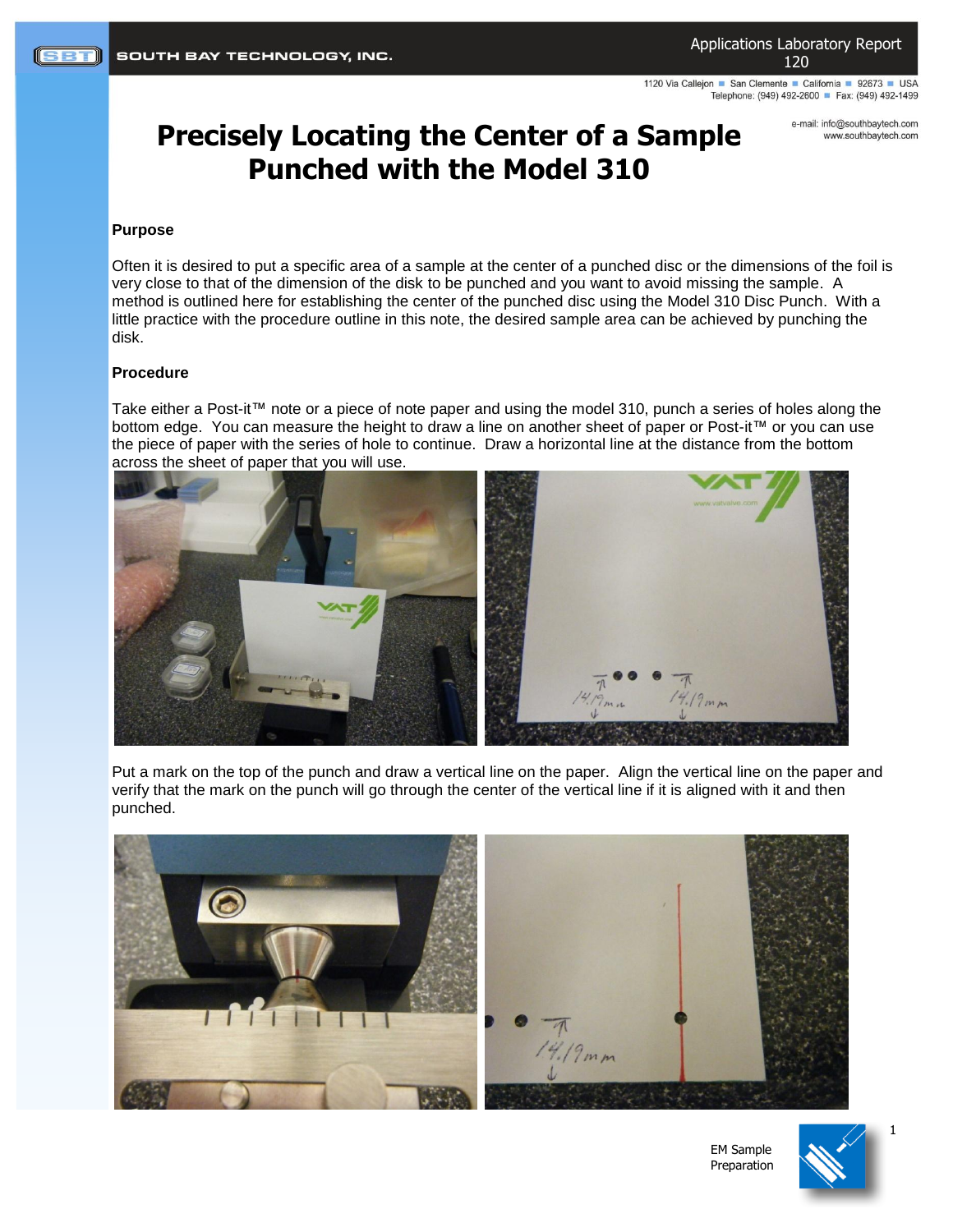# Precisely Locating the Center of a Sample Punched with the Model 310

### Purpose

Often it is desired to put a specific area of a sample at the center of a punched disc or the dimensions of the foil is very close to that of the dimension of the disk to be punched and you want to avoid missing the sample. A method is outlined here for establishing the center of the punched disc using the Model 310 Disc Punch. With a little practice with the procedure outline in this note, the desired sample area can be achieved by punching the disk.

### Procedure

Take either a Post-it™ note or a piece of note paper and using the model 310, punch a series of holes along the bottom edge. You can measure the height to draw a line on another sheet of paper or Post-it™ or you can use the piece of paper with the series of hole to continue. Draw a horizontal line at the distance from the bottom across the sheet of paper that you will use.

Put a mark on the top of the punch and draw a vertical line on the paper. Align the vertical line on the paper and verify that the mark on the punch will go through the center of the vertical line if it is aligned with it and then punched.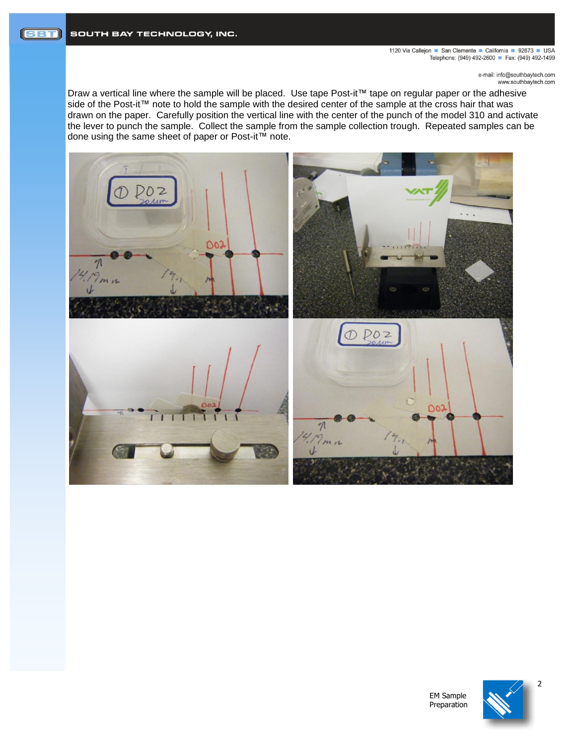Draw a vertical line where the sample will be placed. Use tape Post-it™ tape on regular paper or the adhesive side of the Post-it™ note to hold the sample with the desired center of the sample at the cross hair that was drawn on the paper. Carefully position the vertical line with the center of the punch of the model 310 and activate the lever to punch the sample. Collect the sample from the sample collection trough. Repeated samples can be done using the same sheet of paper or Post-it™ note.